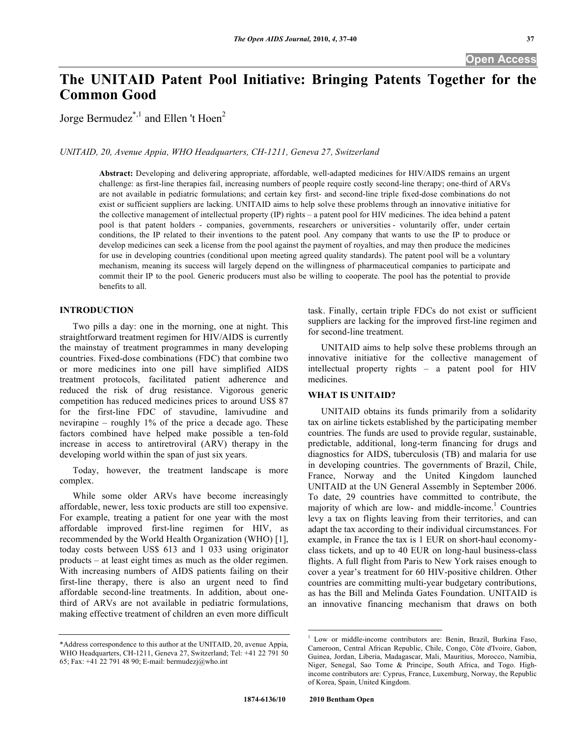# The UNITAID Patent Pool Initiative: Bringing Patents Together for the Common Good

Jorge Bermudez[*,1] and Ellen 't Hoen[2]

*UNITAID, 20, Avenue Appia, WHO Headquarters, CH-1211, Geneva 27, Switzerland*

**Abstract:** Developing and delivering appropriate, affordable, well-adapted medicines for HIV/AIDS remains an urgent challenge: as first-line therapies fail, increasing numbers of people require costly second-line therapy; one-third of ARVs are not available in pediatric formulations; and certain key first- and second-line triple fixed-dose combinations do not exist or sufficient suppliers are lacking. UNITAID aims to help solve these problems through an innovative initiative for the collective management of intellectual property (IP) rights – a patent pool for HIV medicines. The idea behind a patent pool is that patent holders - companies, governments, researchers or universities - voluntarily offer, under certain conditions, the IP related to their inventions to the patent pool. Any company that wants to use the IP to produce or develop medicines can seek a license from the pool against the payment of royalties, and may then produce the medicines for use in developing countries (conditional upon meeting agreed quality standards). The patent pool will be a voluntary mechanism, meaning its success will largely depend on the willingness of pharmaceutical companies to participate and commit their IP to the pool. Generic producers must also be willing to cooperate. The pool has the potential to provide benefits to all.

## INTRODUCTION

Two pills a day: one in the morning, one at night. This straightforward treatment regimen for HIV/AIDS is currently the mainstay of treatment programmes in many developing countries. Fixed-dose combinations (FDC) that combine two or more medicines into one pill have simplified AIDS treatment protocols, facilitated patient adherence and reduced the risk of drug resistance. Vigorous generic competition has reduced medicines prices to around US$ 87 for the first-line FDC of stavudine, lamivudine and nevirapine – roughly 1% of the price a decade ago. These factors combined have helped make possible a ten-fold increase in access to antiretroviral (ARV) therapy in the developing world within the span of just six years.

Today, however, the treatment landscape is more complex.

While some older ARVs have become increasingly affordable, newer, less toxic products are still too expensive. For example, treating a patient for one year with the most affordable improved first-line regimen for HIV, as recommended by the World Health Organization (WHO) [1], today costs between US$ 613 and 1 033 using originator products – at least eight times as much as the older regimen. With increasing numbers of AIDS patients failing on their first-line therapy, there is also an urgent need to find affordable second-line treatments. In addition, about one-third of ARVs are not available in pediatric formulations, making effective treatment of children an even more difficult task. Finally, certain triple FDCs do not exist or sufficient suppliers are lacking for the improved first-line regimen and for second-line treatment.

UNITAID aims to help solve these problems through an innovative initiative for the collective management of intellectual property rights – a patent pool for HIV medicines.

## WHAT IS UNITAID?

UNITAID obtains its funds primarily from a solidarity tax on airline tickets established by the participating member countries. The funds are used to provide regular, sustainable, predictable, additional, long-term financing for drugs and diagnostics for AIDS, tuberculosis (TB) and malaria for use in developing countries. The governments of Brazil, Chile, France, Norway and the United Kingdom launched UNITAID at the UN General Assembly in September 2006. To date, 29 countries have committed to contribute, the majority of which are low- and middle-income.[1] Countries levy a tax on flights leaving from their territories, and can adapt the tax according to their individual circumstances. For example, in France the tax is 1 EUR on short-haul economy-class tickets, and up to 40 EUR on long-haul business-class flights. A full flight from Paris to New York raises enough to cover a year's treatment for 60 HIV-positive children. Other countries are committing multi-year budgetary contributions, as has the Bill and Melinda Gates Foundation. UNITAID is an innovative financing mechanism that draws on both

---

*Address correspondence to this author at the UNITAID, 20, avenue Appia, WHO Headquarters, CH-1211, Geneva 27, Switzerland; Tel: +41 22 791 50 65; Fax: +41 22 791 48 90; E-mail: bermudezj@who.int

[1] Low or middle-income contributors are: Benin, Brazil, Burkina Faso, Cameroon, Central African Republic, Chile, Congo, Côte d'Ivoire, Gabon, Guinea, Jordan, Liberia, Madagascar, Mali, Mauritius, Morocco, Namibia, Niger, Senegal, Sao Tome & Principe, South Africa, and Togo. High-income contributors are: Cyprus, France, Luxemburg, Norway, the Republic of Korea, Spain, United Kingdom.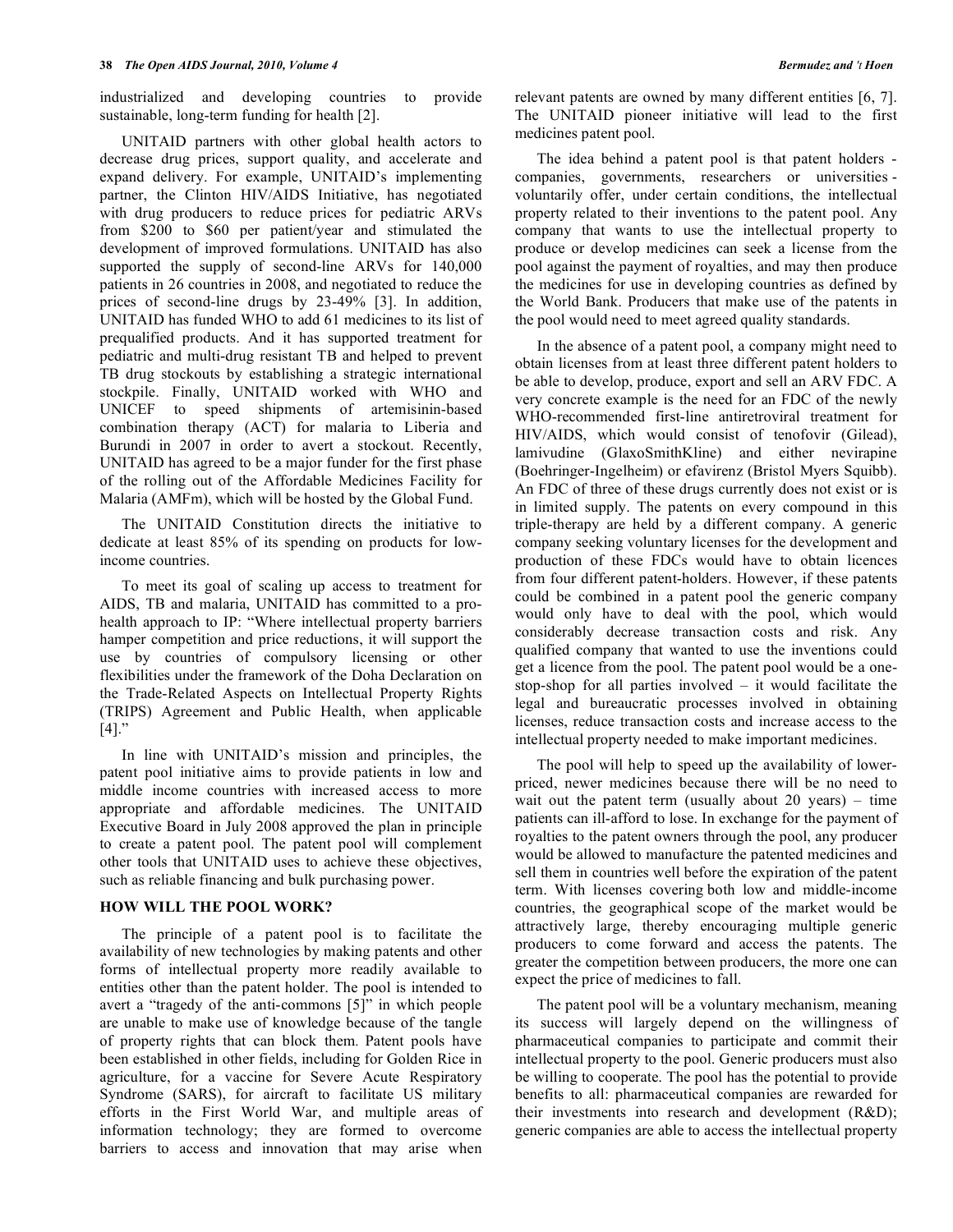industrialized and developing countries to provide sustainable, long-term funding for health [2].

UNITAID partners with other global health actors to decrease drug prices, support quality, and accelerate and expand delivery. For example, UNITAID's implementing partner, the Clinton HIV/AIDS Initiative, has negotiated with drug producers to reduce prices for pediatric ARVs from $200 to $60 per patient/year and stimulated the development of improved formulations. UNITAID has also supported the supply of second-line ARVs for 140,000 patients in 26 countries in 2008, and negotiated to reduce the prices of second-line drugs by 23-49% [3]. In addition, UNITAID has funded WHO to add 61 medicines to its list of prequalified products. And it has supported treatment for pediatric and multi-drug resistant TB and helped to prevent TB drug stockouts by establishing a strategic international stockpile. Finally, UNITAID worked with WHO and UNICEF to speed shipments of artemisinin-based combination therapy (ACT) for malaria to Liberia and Burundi in 2007 in order to avert a stockout. Recently, UNITAID has agreed to be a major funder for the first phase of the rolling out of the Affordable Medicines Facility for Malaria (AMFm), which will be hosted by the Global Fund.

The UNITAID Constitution directs the initiative to dedicate at least 85% of its spending on products for low-income countries.

To meet its goal of scaling up access to treatment for AIDS, TB and malaria, UNITAID has committed to a pro-health approach to IP: "Where intellectual property barriers hamper competition and price reductions, it will support the use by countries of compulsory licensing or other flexibilities under the framework of the Doha Declaration on the Trade-Related Aspects on Intellectual Property Rights (TRIPS) Agreement and Public Health, when applicable [4]."

In line with UNITAID's mission and principles, the patent pool initiative aims to provide patients in low and middle income countries with increased access to more appropriate and affordable medicines. The UNITAID Executive Board in July 2008 approved the plan in principle to create a patent pool. The patent pool will complement other tools that UNITAID uses to achieve these objectives, such as reliable financing and bulk purchasing power.

## HOW WILL THE POOL WORK?

The principle of a patent pool is to facilitate the availability of new technologies by making patents and other forms of intellectual property more readily available to entities other than the patent holder. The pool is intended to avert a "tragedy of the anti-commons [5]" in which people are unable to make use of knowledge because of the tangle of property rights that can block them. Patent pools have been established in other fields, including for Golden Rice in agriculture, for a vaccine for Severe Acute Respiratory Syndrome (SARS), for aircraft to facilitate US military efforts in the First World War, and multiple areas of information technology; they are formed to overcome barriers to access and innovation that may arise when relevant patents are owned by many different entities [6, 7]. The UNITAID pioneer initiative will lead to the first medicines patent pool.

The idea behind a patent pool is that patent holders - companies, governments, researchers or universities - voluntarily offer, under certain conditions, the intellectual property related to their inventions to the patent pool. Any company that wants to use the intellectual property to produce or develop medicines can seek a license from the pool against the payment of royalties, and may then produce the medicines for use in developing countries as defined by the World Bank. Producers that make use of the patents in the pool would need to meet agreed quality standards.

In the absence of a patent pool, a company might need to obtain licenses from at least three different patent holders to be able to develop, produce, export and sell an ARV FDC. A very concrete example is the need for an FDC of the newly WHO-recommended first-line antiretroviral treatment for HIV/AIDS, which would consist of tenofovir (Gilead), lamivudine (GlaxoSmithKline) and either nevirapine (Boehringer-Ingelheim) or efavirenz (Bristol Myers Squibb). An FDC of three of these drugs currently does not exist or is in limited supply. The patents on every compound in this triple-therapy are held by a different company. A generic company seeking voluntary licenses for the development and production of these FDCs would have to obtain licences from four different patent-holders. However, if these patents could be combined in a patent pool the generic company would only have to deal with the pool, which would considerably decrease transaction costs and risk. Any qualified company that wanted to use the inventions could get a licence from the pool. The patent pool would be a one-stop-shop for all parties involved – it would facilitate the legal and bureaucratic processes involved in obtaining licenses, reduce transaction costs and increase access to the intellectual property needed to make important medicines.

The pool will help to speed up the availability of lower-priced, newer medicines because there will be no need to wait out the patent term (usually about 20 years) – time patients can ill-afford to lose. In exchange for the payment of royalties to the patent owners through the pool, any producer would be allowed to manufacture the patented medicines and sell them in countries well before the expiration of the patent term. With licenses covering both low and middle-income countries, the geographical scope of the market would be attractively large, thereby encouraging multiple generic producers to come forward and access the patents. The greater the competition between producers, the more one can expect the price of medicines to fall.

The patent pool will be a voluntary mechanism, meaning its success will largely depend on the willingness of pharmaceutical companies to participate and commit their intellectual property to the pool. Generic producers must also be willing to cooperate. The pool has the potential to provide benefits to all: pharmaceutical companies are rewarded for their investments into research and development (R&D); generic companies are able to access the intellectual property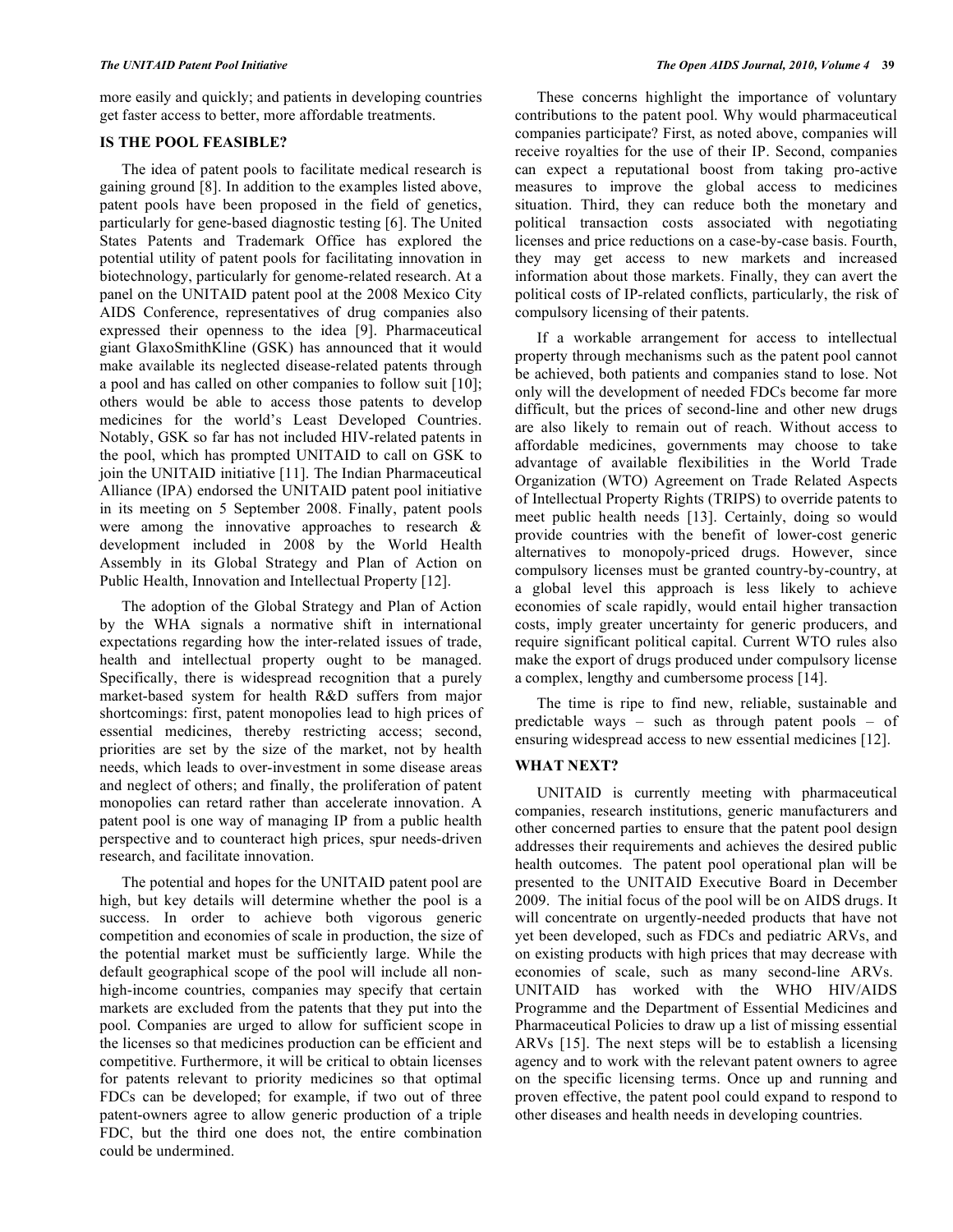more easily and quickly; and patients in developing countries get faster access to better, more affordable treatments.

## IS THE POOL FEASIBLE?

The idea of patent pools to facilitate medical research is gaining ground [8]. In addition to the examples listed above, patent pools have been proposed in the field of genetics, particularly for gene-based diagnostic testing [6]. The United States Patents and Trademark Office has explored the potential utility of patent pools for facilitating innovation in biotechnology, particularly for genome-related research. At a panel on the UNITAID patent pool at the 2008 Mexico City AIDS Conference, representatives of drug companies also expressed their openness to the idea [9]. Pharmaceutical giant GlaxoSmithKline (GSK) has announced that it would make available its neglected disease-related patents through a pool and has called on other companies to follow suit [10]; others would be able to access those patents to develop medicines for the world's Least Developed Countries. Notably, GSK so far has not included HIV-related patents in the pool, which has prompted UNITAID to call on GSK to join the UNITAID initiative [11]. The Indian Pharmaceutical Alliance (IPA) endorsed the UNITAID patent pool initiative in its meeting on 5 September 2008. Finally, patent pools were among the innovative approaches to research & development included in 2008 by the World Health Assembly in its Global Strategy and Plan of Action on Public Health, Innovation and Intellectual Property [12].

The adoption of the Global Strategy and Plan of Action by the WHA signals a normative shift in international expectations regarding how the inter-related issues of trade, health and intellectual property ought to be managed. Specifically, there is widespread recognition that a purely market-based system for health R&D suffers from major shortcomings: first, patent monopolies lead to high prices of essential medicines, thereby restricting access; second, priorities are set by the size of the market, not by health needs, which leads to over-investment in some disease areas and neglect of others; and finally, the proliferation of patent monopolies can retard rather than accelerate innovation. A patent pool is one way of managing IP from a public health perspective and to counteract high prices, spur needs-driven research, and facilitate innovation.

The potential and hopes for the UNITAID patent pool are high, but key details will determine whether the pool is a success. In order to achieve both vigorous generic competition and economies of scale in production, the size of the potential market must be sufficiently large. While the default geographical scope of the pool will include all non-high-income countries, companies may specify that certain markets are excluded from the patents that they put into the pool. Companies are urged to allow for sufficient scope in the licenses so that medicines production can be efficient and competitive. Furthermore, it will be critical to obtain licenses for patents relevant to priority medicines so that optimal FDCs can be developed; for example, if two out of three patent-owners agree to allow generic production of a triple FDC, but the third one does not, the entire combination could be undermined.

These concerns highlight the importance of voluntary contributions to the patent pool. Why would pharmaceutical companies participate? First, as noted above, companies will receive royalties for the use of their IP. Second, companies can expect a reputational boost from taking pro-active measures to improve the global access to medicines situation. Third, they can reduce both the monetary and political transaction costs associated with negotiating licenses and price reductions on a case-by-case basis. Fourth, they may get access to new markets and increased information about those markets. Finally, they can avert the political costs of IP-related conflicts, particularly, the risk of compulsory licensing of their patents.

If a workable arrangement for access to intellectual property through mechanisms such as the patent pool cannot be achieved, both patients and companies stand to lose. Not only will the development of needed FDCs become far more difficult, but the prices of second-line and other new drugs are also likely to remain out of reach. Without access to affordable medicines, governments may choose to take advantage of available flexibilities in the World Trade Organization (WTO) Agreement on Trade Related Aspects of Intellectual Property Rights (TRIPS) to override patents to meet public health needs [13]. Certainly, doing so would provide countries with the benefit of lower-cost generic alternatives to monopoly-priced drugs. However, since compulsory licenses must be granted country-by-country, at a global level this approach is less likely to achieve economies of scale rapidly, would entail higher transaction costs, imply greater uncertainty for generic producers, and require significant political capital. Current WTO rules also make the export of drugs produced under compulsory license a complex, lengthy and cumbersome process [14].

The time is ripe to find new, reliable, sustainable and predictable ways – such as through patent pools – of ensuring widespread access to new essential medicines [12].

## WHAT NEXT?

UNITAID is currently meeting with pharmaceutical companies, research institutions, generic manufacturers and other concerned parties to ensure that the patent pool design addresses their requirements and achieves the desired public health outcomes. The patent pool operational plan will be presented to the UNITAID Executive Board in December 2009. The initial focus of the pool will be on AIDS drugs. It will concentrate on urgently-needed products that have not yet been developed, such as FDCs and pediatric ARVs, and on existing products with high prices that may decrease with economies of scale, such as many second-line ARVs. UNITAID has worked with the WHO HIV/AIDS Programme and the Department of Essential Medicines and Pharmaceutical Policies to draw up a list of missing essential ARVs [15]. The next steps will be to establish a licensing agency and to work with the relevant patent owners to agree on the specific licensing terms. Once up and running and proven effective, the patent pool could expand to respond to other diseases and health needs in developing countries.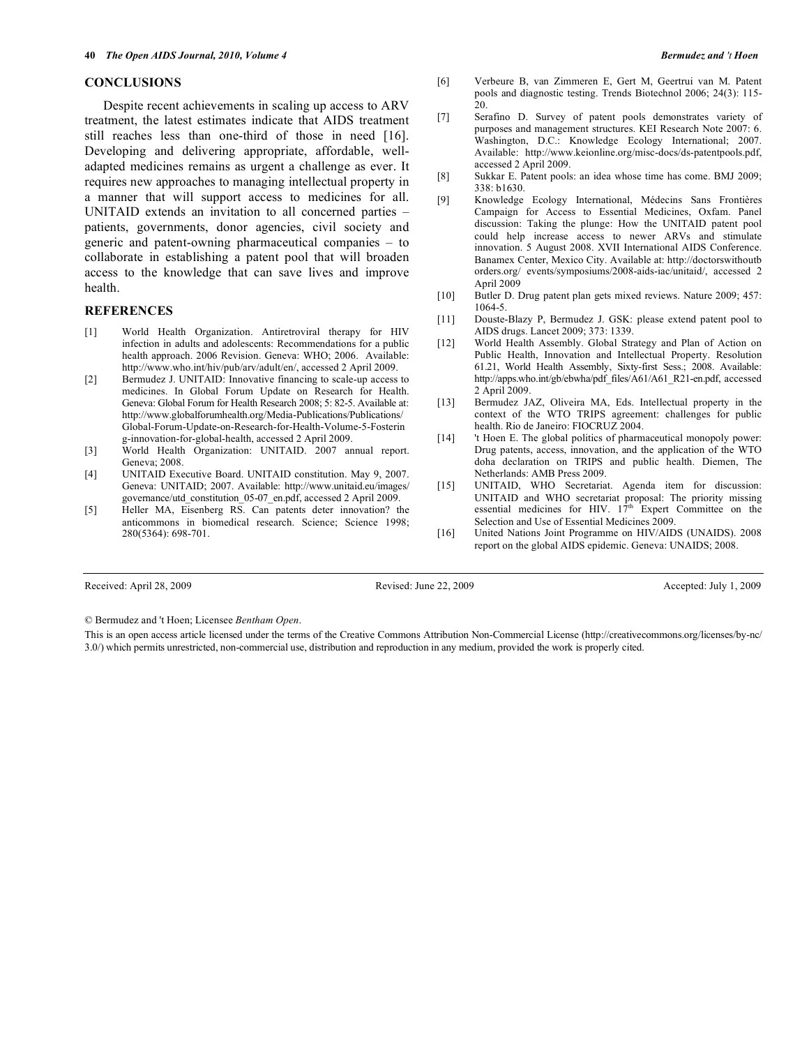## CONCLUSIONS

Despite recent achievements in scaling up access to ARV treatment, the latest estimates indicate that AIDS treatment still reaches less than one-third of those in need [16]. Developing and delivering appropriate, affordable, well-adapted medicines remains as urgent a challenge as ever. It requires new approaches to managing intellectual property in a manner that will support access to medicines for all. UNITAID extends an invitation to all concerned parties – patients, governments, donor agencies, civil society and generic and patent-owning pharmaceutical companies – to collaborate in establishing a patent pool that will broaden access to the knowledge that can save lives and improve health.

## REFERENCES

[1] World Health Organization. Antiretroviral therapy for HIV infection in adults and adolescents: Recommendations for a public health approach. 2006 Revision. Geneva: WHO; 2006. Available: http://www.who.int/hiv/pub/arv/adult/en/, accessed 2 April 2009.

[2] Bermudez J. UNITAID: Innovative financing to scale-up access to medicines. In Global Forum Update on Research for Health. Geneva: Global Forum for Health Research 2008; 5: 82-5. Available at: http://www.globalforumhealth.org/Media-Publications/Publications/Global-Forum-Update-on-Research-for-Health-Volume-5-Fostering-innovation-for-global-health, accessed 2 April 2009.

[3] World Health Organization: UNITAID. 2007 annual report. Geneva; 2008.

[4] UNITAID Executive Board. UNITAID constitution. May 9, 2007. Geneva: UNITAID; 2007. Available: http://www.unitaid.eu/images/governance/utd_constitution_05-07_en.pdf, accessed 2 April 2009.

[5] Heller MA, Eisenberg RS. Can patents deter innovation? the anticommons in biomedical research. Science; Science 1998; 280(5364): 698-701.

[6] Verbeure B, van Zimmeren E, Gert M, Geertrui van M. Patent pools and diagnostic testing. Trends Biotechnol 2006; 24(3): 115-20.

[7] Serafino D. Survey of patent pools demonstrates variety of purposes and management structures. KEI Research Note 2007: 6. Washington, D.C.: Knowledge Ecology International; 2007. Available: http://www.keionline.org/misc-docs/ds-patentpools.pdf, accessed 2 April 2009.

[8] Sukkar E. Patent pools: an idea whose time has come. BMJ 2009; 338: b1630.

[9] Knowledge Ecology International, Médecins Sans Frontières Campaign for Access to Essential Medicines, Oxfam. Panel discussion: Taking the plunge: How the UNITAID patent pool could help increase access to newer ARVs and stimulate innovation. 5 August 2008. XVII International AIDS Conference. Banamex Center, Mexico City. Available at: http://doctorswithoutborders.org/ events/symposiums/2008-aids-iac/unitaid/, accessed 2 April 2009

[10] Butler D. Drug patent plan gets mixed reviews. Nature 2009; 457: 1064-5.

[11] Douste-Blazy P, Bermudez J. GSK: please extend patent pool to AIDS drugs. Lancet 2009; 373: 1339.

[12] World Health Assembly. Global Strategy and Plan of Action on Public Health, Innovation and Intellectual Property. Resolution 61.21, World Health Assembly, Sixty-first Sess.; 2008. Available: http://apps.who.int/gb/ebwha/pdf_files/A61/A61_R21-en.pdf, accessed 2 April 2009.

[13] Bermudez JAZ, Oliveira MA, Eds. Intellectual property in the context of the WTO TRIPS agreement: challenges for public health. Rio de Janeiro: FIOCRUZ 2004.

[14] 't Hoen E. The global politics of pharmaceutical monopoly power: Drug patents, access, innovation, and the application of the WTO doha declaration on TRIPS and public health. Diemen, The Netherlands: AMB Press 2009.

[15] UNITAID, WHO Secretariat. Agenda item for discussion: UNITAID and WHO secretariat proposal: The priority missing essential medicines for HIV. 17th Expert Committee on the Selection and Use of Essential Medicines 2009.

[16] United Nations Joint Programme on HIV/AIDS (UNAIDS). 2008 report on the global AIDS epidemic. Geneva: UNAIDS; 2008.

Received: April 28, 2009 Revised: June 22, 2009 Accepted: July 1, 2009

© Bermudez and 't Hoen; Licensee *Bentham Open*.

This is an open access article licensed under the terms of the Creative Commons Attribution Non-Commercial License (http://creativecommons.org/licenses/by-nc/3.0/) which permits unrestricted, non-commercial use, distribution and reproduction in any medium, provided the work is properly cited.